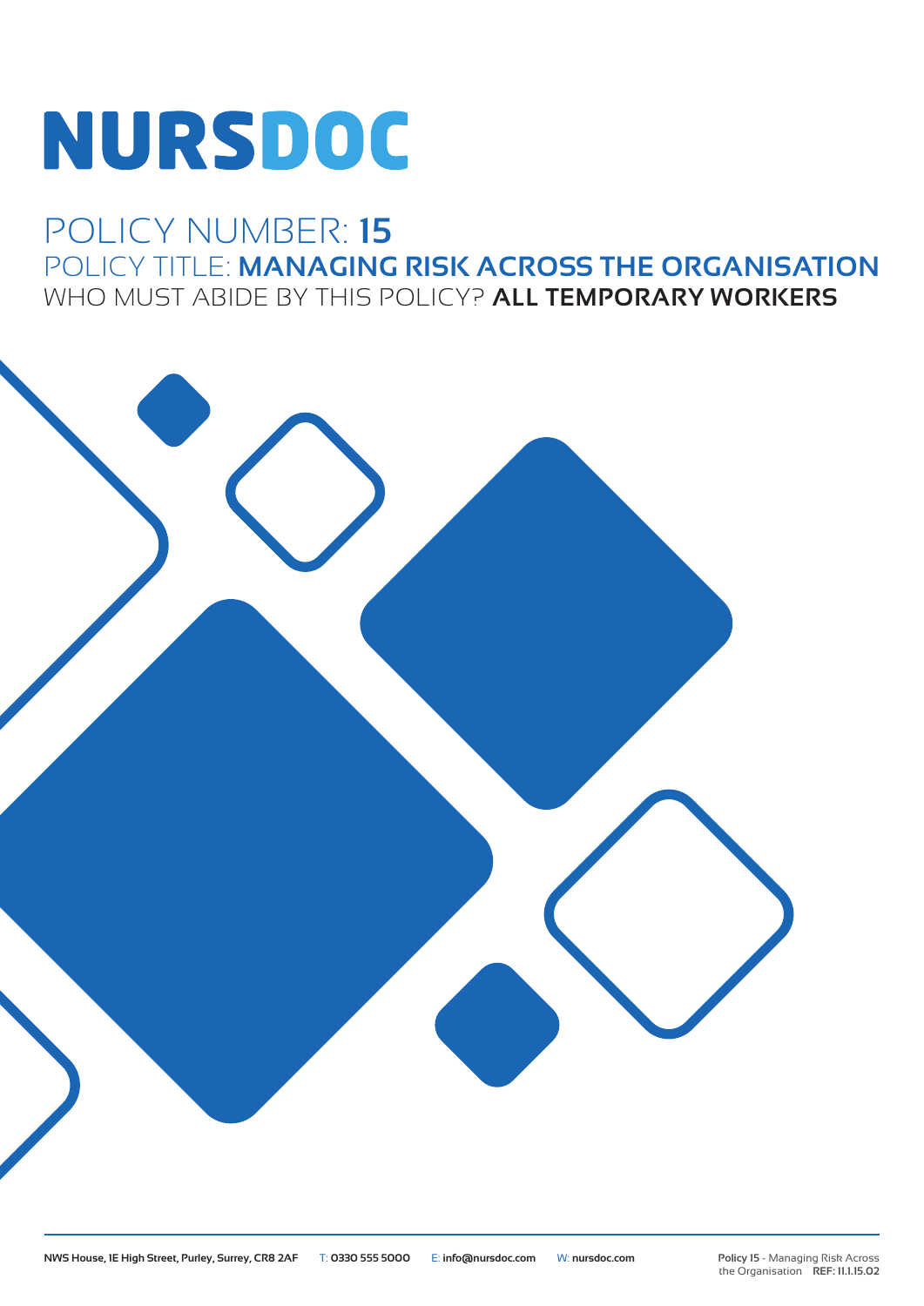# NURSDOC

POLICY NUMBER: **15**

POLICY TITLE: **MANAGING RISK ACROSS THE ORGANISATION**

WHO MUST ABIDE BY THIS POLICY? **ALL TEMPORARY WORKERS**

**NWS House, 1E High Street, Purley, Surrey, CR8 2AF** T: **0330 555 5000** E: **info@nursdoc.com** W: **nursdoc.com**

**Policy 15** - Managing Risk Across the Organisation **REF: 11.1.15.02**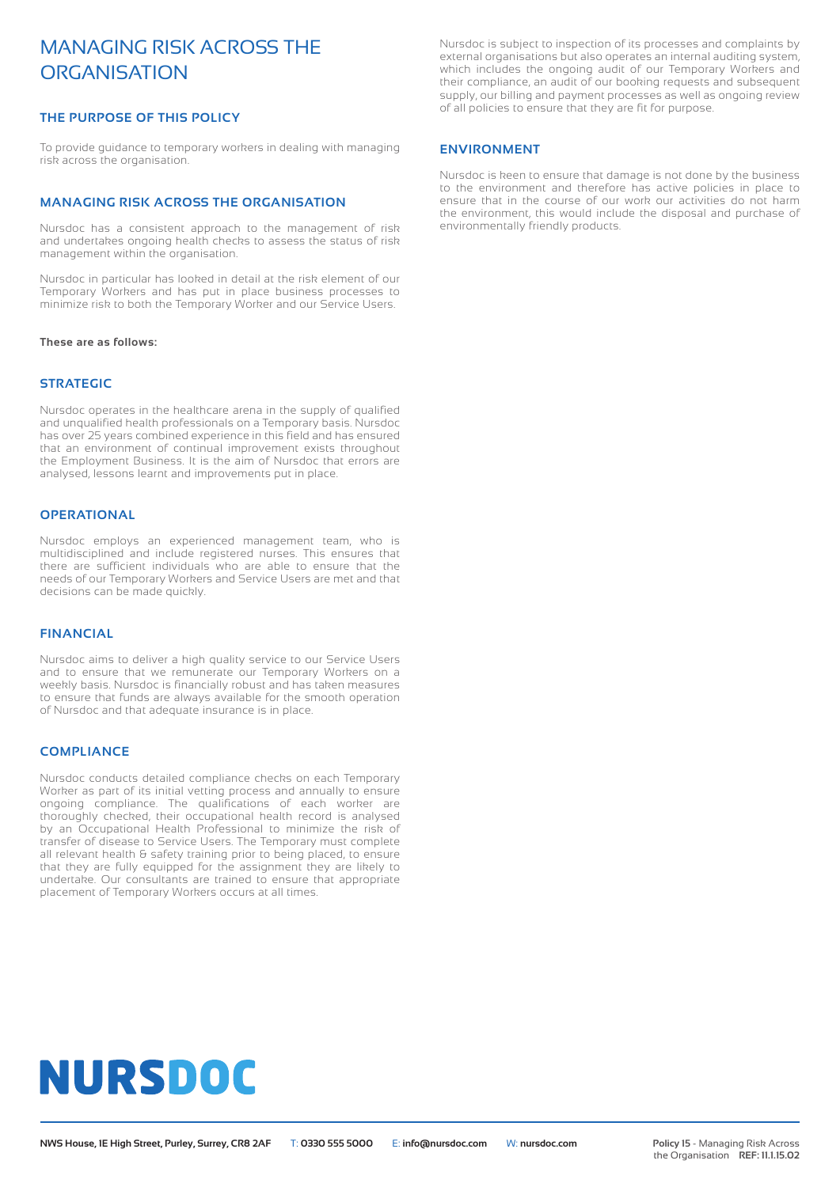# MANAGING RISK ACROSS THE ORGANISATION

### THE PURPOSE OF THIS POLICY

To provide guidance to temporary workers in dealing with managing risk across the organisation.

### MANAGING RISK ACROSS THE ORGANISATION

Nursdoc has a consistent approach to the management of risk and undertakes ongoing health checks to assess the status of risk management within the organisation.

Nursdoc in particular has looked in detail at the risk element of our Temporary Workers and has put in place business processes to minimize risk to both the Temporary Worker and our Service Users.

**These are as follows:**

### STRATEGIC

Nursdoc operates in the healthcare arena in the supply of qualified and unqualified health professionals on a Temporary basis. Nursdoc has over 25 years combined experience in this field and has ensured that an environment of continual improvement exists throughout the Employment Business. It is the aim of Nursdoc that errors are analysed, lessons learnt and improvements put in place.

### OPERATIONAL

Nursdoc employs an experienced management team, who is multidisciplined and include registered nurses. This ensures that there are sufficient individuals who are able to ensure that the needs of our Temporary Workers and Service Users are met and that decisions can be made quickly.

### FINANCIAL

Nursdoc aims to deliver a high quality service to our Service Users and to ensure that we remunerate our Temporary Workers on a weekly basis. Nursdoc is financially robust and has taken measures to ensure that funds are always available for the smooth operation of Nursdoc and that adequate insurance is in place.

### COMPLIANCE

Nursdoc conducts detailed compliance checks on each Temporary Worker as part of its initial vetting process and annually to ensure ongoing compliance. The qualifications of each worker are thoroughly checked, their occupational health record is analysed by an Occupational Health Professional to minimize the risk of transfer of disease to Service Users. The Temporary must complete all relevant health & safety training prior to being placed, to ensure that they are fully equipped for the assignment they are likely to undertake. Our consultants are trained to ensure that appropriate placement of Temporary Workers occurs at all times.

Nursdoc is subject to inspection of its processes and complaints by external organisations but also operates an internal auditing system, which includes the ongoing audit of our Temporary Workers and their compliance, an audit of our booking requests and subsequent supply, our billing and payment processes as well as ongoing review of all policies to ensure that they are fit for purpose.

### ENVIRONMENT

Nursdoc is keen to ensure that damage is not done by the business to the environment and therefore has active policies in place to ensure that in the course of our work our activities do not harm the environment, this would include the disposal and purchase of environmentally friendly products.

**NURSDOC**

**NWS House, 1E High Street, Purley, Surrey, CR8 2AF** T: **0330 555 5000** E: **info@nursdoc.com** W: **nursdoc.com**

**Policy 15** - Managing Risk Across the Organisation **REF: 11.1.15.02**